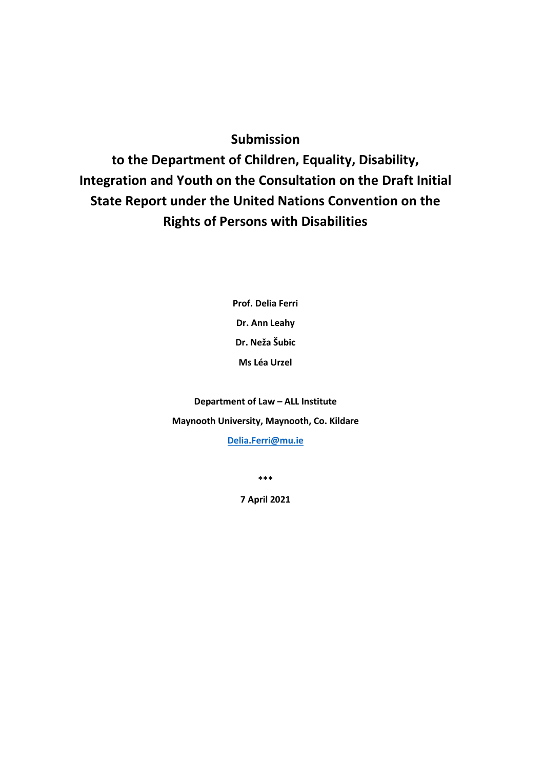# Submission to the Department of Children, Equality, Disability, Integration and Youth on the Consultation on the Draft Initial State Report under the United Nations Convention on the Rights of Persons with Disabilities

**Prof. Delia Ferri**

**Dr. Ann Leahy**

**Dr. Neža Šubic**

**Ms Léa Urzel**

**Department of Law – ALL Institute**

**Maynooth University, Maynooth, Co. Kildare**

**Delia.Ferri@mu.ie**

**\*\*\***

**7 April 2021**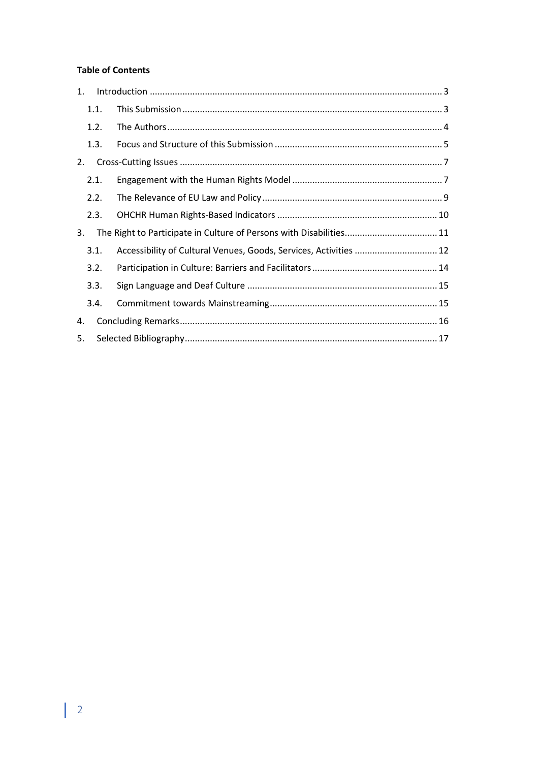**Table of Contents**

1. Introduction ..... 3
   1.1. This Submission ..... 3
   1.2. The Authors ..... 4
   1.3. Focus and Structure of this Submission ..... 5
2. Cross-Cutting Issues ..... 7
   2.1. Engagement with the Human Rights Model ..... 7
   2.2. The Relevance of EU Law and Policy ..... 9
   2.3. OHCHR Human Rights-Based Indicators ..... 10
3. The Right to Participate in Culture of Persons with Disabilities ..... 11
   3.1. Accessibility of Cultural Venues, Goods, Services, Activities ..... 12
   3.2. Participation in Culture: Barriers and Facilitators ..... 14
   3.3. Sign Language and Deaf Culture ..... 15
   3.4. Commitment towards Mainstreaming ..... 15
4. Concluding Remarks ..... 16
5. Selected Bibliography ..... 17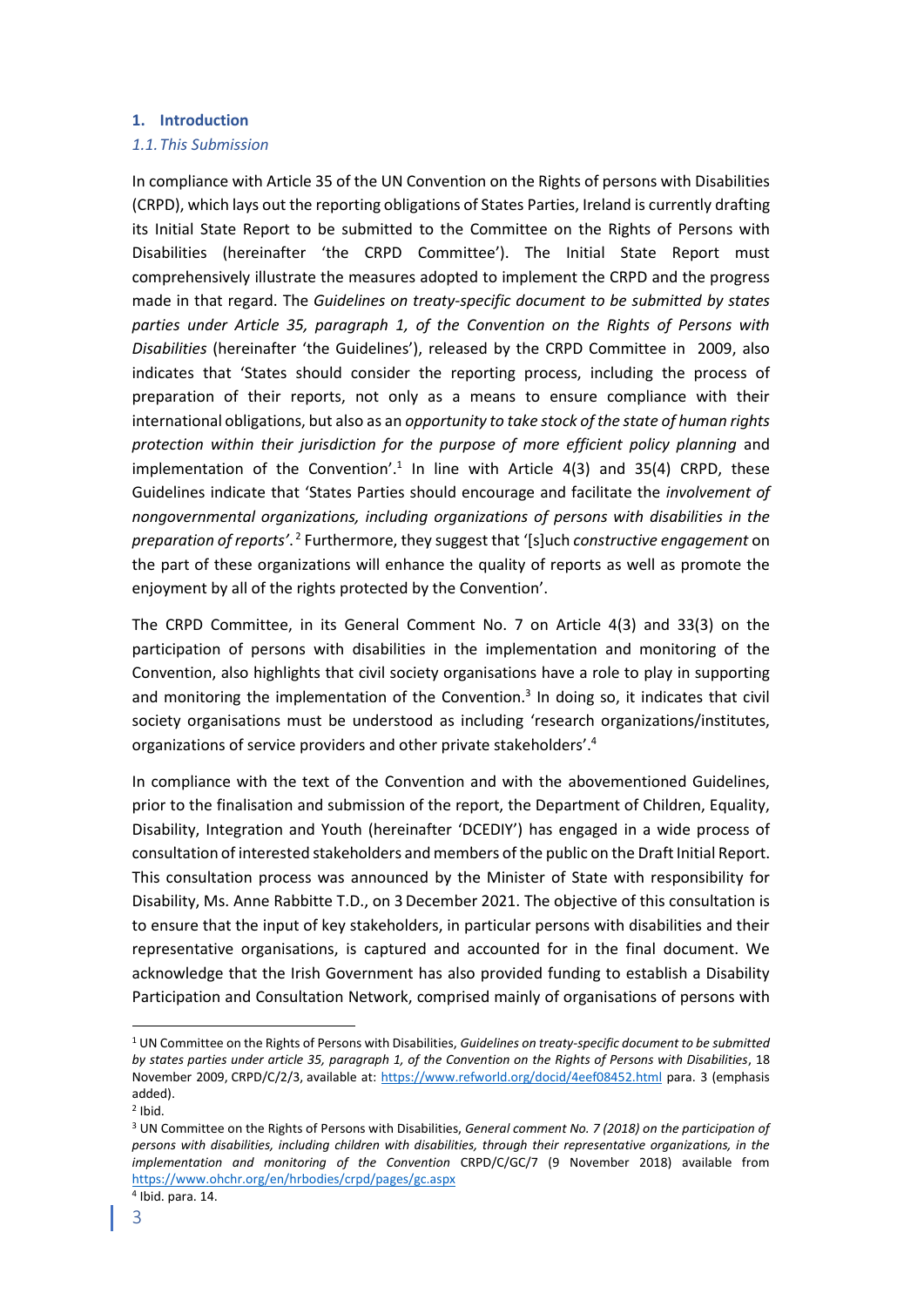## 1. Introduction

### *1.1. This Submission*

In compliance with Article 35 of the UN Convention on the Rights of persons with Disabilities (CRPD), which lays out the reporting obligations of States Parties, Ireland is currently drafting its Initial State Report to be submitted to the Committee on the Rights of Persons with Disabilities (hereinafter 'the CRPD Committee'). The Initial State Report must comprehensively illustrate the measures adopted to implement the CRPD and the progress made in that regard. The *Guidelines on treaty-specific document to be submitted by states parties under Article 35, paragraph 1, of the Convention on the Rights of Persons with Disabilities* (hereinafter 'the Guidelines'), released by the CRPD Committee in 2009, also indicates that 'States should consider the reporting process, including the process of preparation of their reports, not only as a means to ensure compliance with their international obligations, but also as an *opportunity to take stock of the state of human rights protection within their jurisdiction for the purpose of more efficient policy planning* and implementation of the Convention'.[1] In line with Article 4(3) and 35(4) CRPD, these Guidelines indicate that 'States Parties should encourage and facilitate the *involvement of nongovernmental organizations, including organizations of persons with disabilities in the preparation of reports*'.[2] Furthermore, they suggest that '[s]uch *constructive engagement* on the part of these organizations will enhance the quality of reports as well as promote the enjoyment by all of the rights protected by the Convention'.

The CRPD Committee, in its General Comment No. 7 on Article 4(3) and 33(3) on the participation of persons with disabilities in the implementation and monitoring of the Convention, also highlights that civil society organisations have a role to play in supporting and monitoring the implementation of the Convention.[3] In doing so, it indicates that civil society organisations must be understood as including 'research organizations/institutes, organizations of service providers and other private stakeholders'.[4]

In compliance with the text of the Convention and with the abovementioned Guidelines, prior to the finalisation and submission of the report, the Department of Children, Equality, Disability, Integration and Youth (hereinafter 'DCEDIY') has engaged in a wide process of consultation of interested stakeholders and members of the public on the Draft Initial Report. This consultation process was announced by the Minister of State with responsibility for Disability, Ms. Anne Rabbitte T.D., on 3 December 2021. The objective of this consultation is to ensure that the input of key stakeholders, in particular persons with disabilities and their representative organisations, is captured and accounted for in the final document. We acknowledge that the Irish Government has also provided funding to establish a Disability Participation and Consultation Network, comprised mainly of organisations of persons with

---

[1] UN Committee on the Rights of Persons with Disabilities, *Guidelines on treaty-specific document to be submitted by states parties under article 35, paragraph 1, of the Convention on the Rights of Persons with Disabilities*, 18 November 2009, CRPD/C/2/3, available at: https://www.refworld.org/docid/4eef08452.html para. 3 (emphasis added).

[2] Ibid.

[3] UN Committee on the Rights of Persons with Disabilities, *General comment No. 7 (2018) on the participation of persons with disabilities, including children with disabilities, through their representative organizations, in the implementation and monitoring of the Convention* CRPD/C/GC/7 (9 November 2018) available from https://www.ohchr.org/en/hrbodies/crpd/pages/gc.aspx

[4] Ibid. para. 14.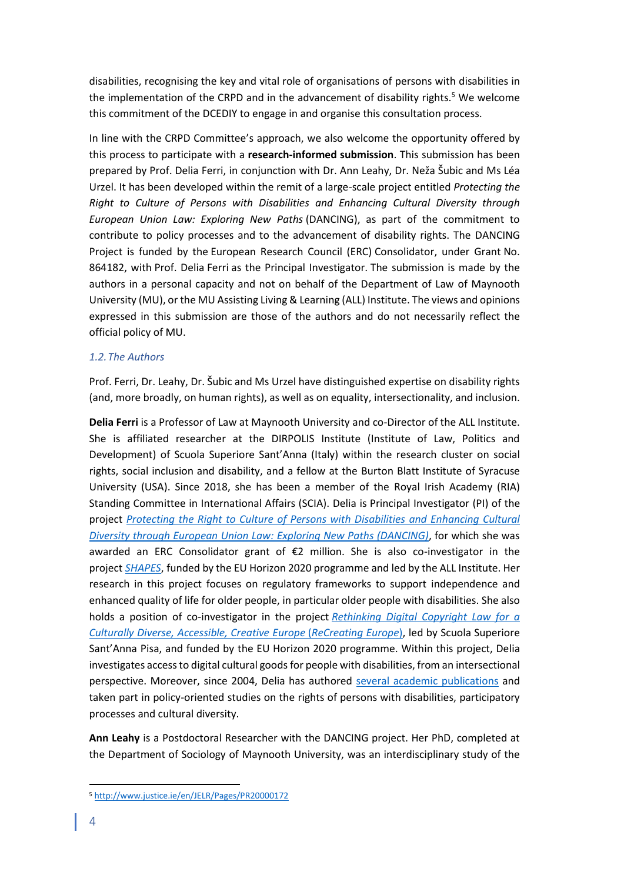disabilities, recognising the key and vital role of organisations of persons with disabilities in the implementation of the CRPD and in the advancement of disability rights.[5] We welcome this commitment of the DCEDIY to engage in and organise this consultation process.

In line with the CRPD Committee's approach, we also welcome the opportunity offered by this process to participate with a **research-informed submission**. This submission has been prepared by Prof. Delia Ferri, in conjunction with Dr. Ann Leahy, Dr. Neža Šubic and Ms Léa Urzel. It has been developed within the remit of a large-scale project entitled *Protecting the Right to Culture of Persons with Disabilities and Enhancing Cultural Diversity through European Union Law: Exploring New Paths* (DANCING), as part of the commitment to contribute to policy processes and to the advancement of disability rights. The DANCING Project is funded by the European Research Council (ERC) Consolidator, under Grant No. 864182, with Prof. Delia Ferri as the Principal Investigator. The submission is made by the authors in a personal capacity and not on behalf of the Department of Law of Maynooth University (MU), or the MU Assisting Living & Learning (ALL) Institute. The views and opinions expressed in this submission are those of the authors and do not necessarily reflect the official policy of MU.

### *1.2. The Authors*

Prof. Ferri, Dr. Leahy, Dr. Šubic and Ms Urzel have distinguished expertise on disability rights (and, more broadly, on human rights), as well as on equality, intersectionality, and inclusion.

**Delia Ferri** is a Professor of Law at Maynooth University and co-Director of the ALL Institute. She is affiliated researcher at the DIRPOLIS Institute (Institute of Law, Politics and Development) of Scuola Superiore Sant'Anna (Italy) within the research cluster on social rights, social inclusion and disability, and a fellow at the Burton Blatt Institute of Syracuse University (USA). Since 2018, she has been a member of the Royal Irish Academy (RIA) Standing Committee in International Affairs (SCIA). Delia is Principal Investigator (PI) of the project *Protecting the Right to Culture of Persons with Disabilities and Enhancing Cultural Diversity through European Union Law: Exploring New Paths (DANCING)*, for which she was awarded an ERC Consolidator grant of €2 million. She is also co-investigator in the project *SHAPES*, funded by the EU Horizon 2020 programme and led by the ALL Institute. Her research in this project focuses on regulatory frameworks to support independence and enhanced quality of life for older people, in particular older people with disabilities. She also holds a position of co-investigator in the project *Rethinking Digital Copyright Law for a Culturally Diverse, Accessible, Creative Europe* (*ReCreating Europe*), led by Scuola Superiore Sant'Anna Pisa, and funded by the EU Horizon 2020 programme. Within this project, Delia investigates access to digital cultural goods for people with disabilities, from an intersectional perspective. Moreover, since 2004, Delia has authored several academic publications and taken part in policy-oriented studies on the rights of persons with disabilities, participatory processes and cultural diversity.

**Ann Leahy** is a Postdoctoral Researcher with the DANCING project. Her PhD, completed at the Department of Sociology of Maynooth University, was an interdisciplinary study of the

[5] http://www.justice.ie/en/JELR/Pages/PR20000172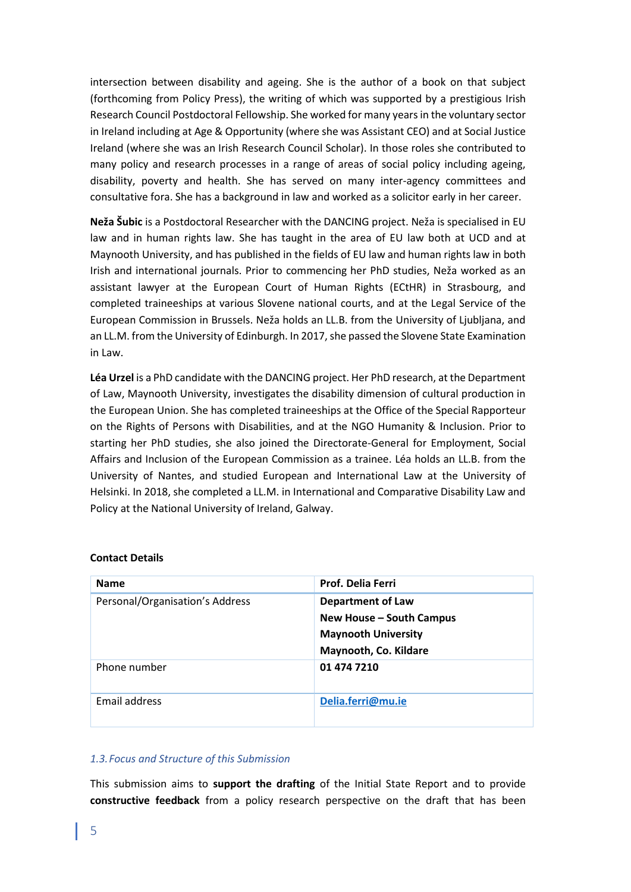intersection between disability and ageing. She is the author of a book on that subject (forthcoming from Policy Press), the writing of which was supported by a prestigious Irish Research Council Postdoctoral Fellowship. She worked for many years in the voluntary sector in Ireland including at Age & Opportunity (where she was Assistant CEO) and at Social Justice Ireland (where she was an Irish Research Council Scholar). In those roles she contributed to many policy and research processes in a range of areas of social policy including ageing, disability, poverty and health. She has served on many inter-agency committees and consultative fora. She has a background in law and worked as a solicitor early in her career.

**Neža Šubic** is a Postdoctoral Researcher with the DANCING project. Neža is specialised in EU law and in human rights law. She has taught in the area of EU law both at UCD and at Maynooth University, and has published in the fields of EU law and human rights law in both Irish and international journals. Prior to commencing her PhD studies, Neža worked as an assistant lawyer at the European Court of Human Rights (ECtHR) in Strasbourg, and completed traineeships at various Slovene national courts, and at the Legal Service of the European Commission in Brussels. Neža holds an LL.B. from the University of Ljubljana, and an LL.M. from the University of Edinburgh. In 2017, she passed the Slovene State Examination in Law.

**Léa Urzel** is a PhD candidate with the DANCING project. Her PhD research, at the Department of Law, Maynooth University, investigates the disability dimension of cultural production in the European Union. She has completed traineeships at the Office of the Special Rapporteur on the Rights of Persons with Disabilities, and at the NGO Humanity & Inclusion. Prior to starting her PhD studies, she also joined the Directorate-General for Employment, Social Affairs and Inclusion of the European Commission as a trainee. Léa holds an LL.B. from the University of Nantes, and studied European and International Law at the University of Helsinki. In 2018, she completed a LL.M. in International and Comparative Disability Law and Policy at the National University of Ireland, Galway.

**Contact Details**

| Name | Prof. Delia Ferri |
| --- | --- |
| Personal/Organisation's Address | **Department of Law**<br>**New House – South Campus**<br>**Maynooth University**<br>**Maynooth, Co. Kildare** |
| Phone number | **01 474 7210** |
| Email address | **Delia.ferri@mu.ie** |

### *1.3. Focus and Structure of this Submission*

This submission aims to **support the drafting** of the Initial State Report and to provide **constructive feedback** from a policy research perspective on the draft that has been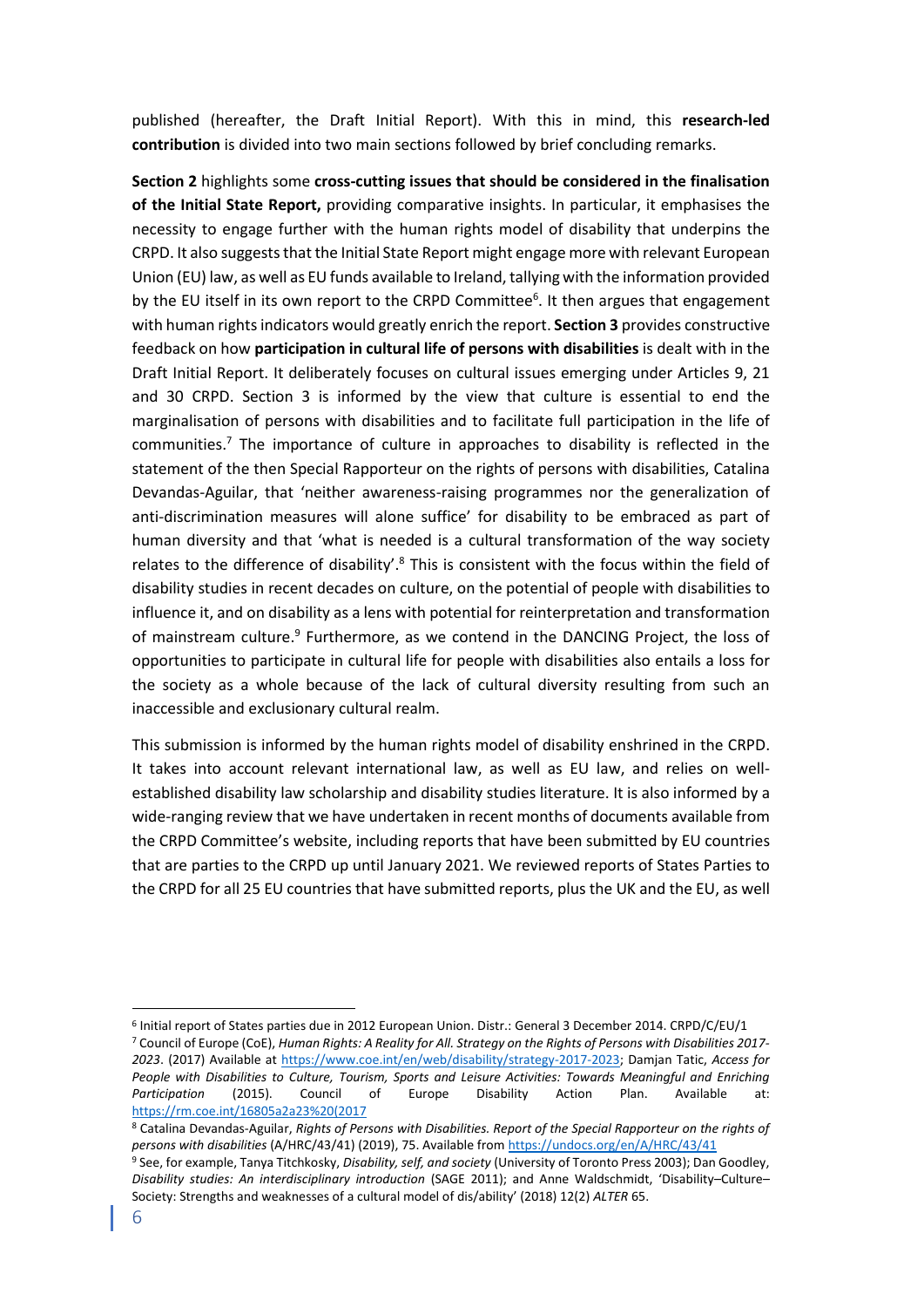published (hereafter, the Draft Initial Report). With this in mind, this **research-led contribution** is divided into two main sections followed by brief concluding remarks.

**Section 2** highlights some **cross-cutting issues that should be considered in the finalisation of the Initial State Report,** providing comparative insights. In particular, it emphasises the necessity to engage further with the human rights model of disability that underpins the CRPD. It also suggests that the Initial State Report might engage more with relevant European Union (EU) law, as well as EU funds available to Ireland, tallying with the information provided by the EU itself in its own report to the CRPD Committee[6]. It then argues that engagement with human rights indicators would greatly enrich the report. **Section 3** provides constructive feedback on how **participation in cultural life of persons with disabilities** is dealt with in the Draft Initial Report. It deliberately focuses on cultural issues emerging under Articles 9, 21 and 30 CRPD. Section 3 is informed by the view that culture is essential to end the marginalisation of persons with disabilities and to facilitate full participation in the life of communities.[7] The importance of culture in approaches to disability is reflected in the statement of the then Special Rapporteur on the rights of persons with disabilities, Catalina Devandas-Aguilar, that 'neither awareness-raising programmes nor the generalization of anti-discrimination measures will alone suffice' for disability to be embraced as part of human diversity and that 'what is needed is a cultural transformation of the way society relates to the difference of disability'.[8] This is consistent with the focus within the field of disability studies in recent decades on culture, on the potential of people with disabilities to influence it, and on disability as a lens with potential for reinterpretation and transformation of mainstream culture.[9] Furthermore, as we contend in the DANCING Project, the loss of opportunities to participate in cultural life for people with disabilities also entails a loss for the society as a whole because of the lack of cultural diversity resulting from such an inaccessible and exclusionary cultural realm.

This submission is informed by the human rights model of disability enshrined in the CRPD. It takes into account relevant international law, as well as EU law, and relies on well-established disability law scholarship and disability studies literature. It is also informed by a wide-ranging review that we have undertaken in recent months of documents available from the CRPD Committee's website, including reports that have been submitted by EU countries that are parties to the CRPD up until January 2021. We reviewed reports of States Parties to the CRPD for all 25 EU countries that have submitted reports, plus the UK and the EU, as well

---

[6] Initial report of States parties due in 2012 European Union. Distr.: General 3 December 2014. CRPD/C/EU/1

[7] Council of Europe (CoE), *Human Rights: A Reality for All. Strategy on the Rights of Persons with Disabilities 2017-2023*. (2017) Available at https://www.coe.int/en/web/disability/strategy-2017-2023; Damjan Tatic, *Access for People with Disabilities to Culture, Tourism, Sports and Leisure Activities: Towards Meaningful and Enriching Participation* (2015). Council of Europe Disability Action Plan. Available at: https://rm.coe.int/16805a2a23%20(2017

[8] Catalina Devandas-Aguilar, *Rights of Persons with Disabilities. Report of the Special Rapporteur on the rights of persons with disabilities* (A/HRC/43/41) (2019), 75. Available from https://undocs.org/en/A/HRC/43/41

[9] See, for example, Tanya Titchkosky, *Disability, self, and society* (University of Toronto Press 2003); Dan Goodley, *Disability studies: An interdisciplinary introduction* (SAGE 2011); and Anne Waldschmidt, 'Disability–Culture–Society: Strengths and weaknesses of a cultural model of dis/ability' (2018) 12(2) *ALTER* 65.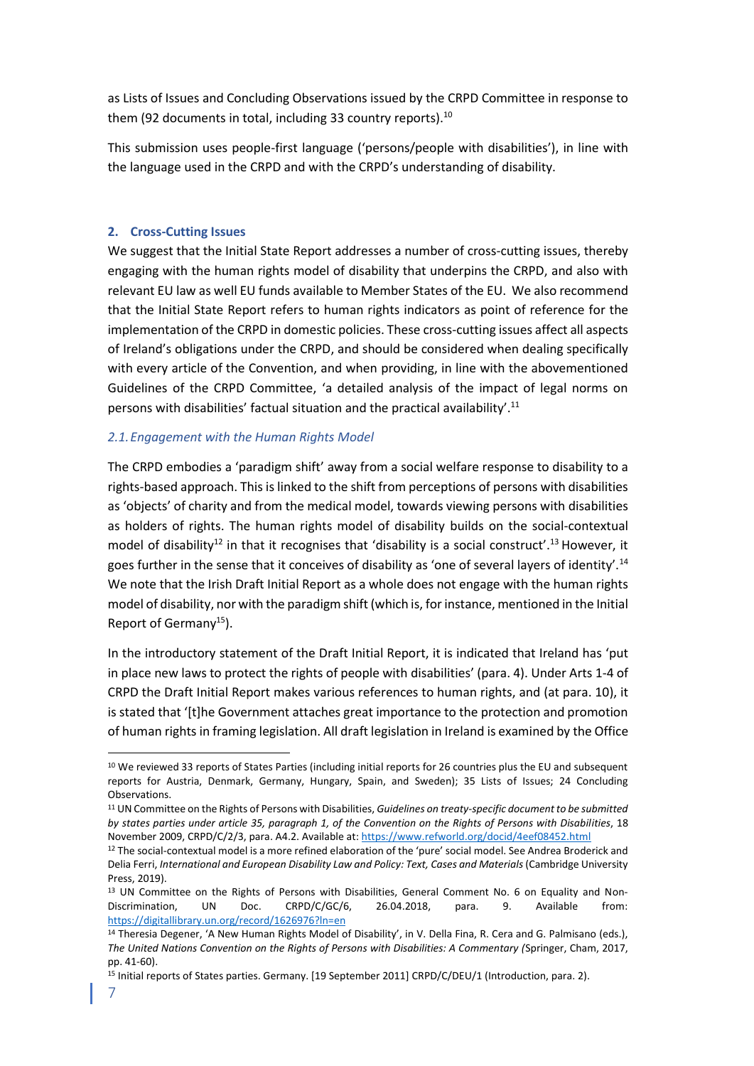as Lists of Issues and Concluding Observations issued by the CRPD Committee in response to them (92 documents in total, including 33 country reports).[10]

This submission uses people-first language ('persons/people with disabilities'), in line with the language used in the CRPD and with the CRPD's understanding of disability.

## 2. Cross-Cutting Issues

We suggest that the Initial State Report addresses a number of cross-cutting issues, thereby engaging with the human rights model of disability that underpins the CRPD, and also with relevant EU law as well EU funds available to Member States of the EU. We also recommend that the Initial State Report refers to human rights indicators as point of reference for the implementation of the CRPD in domestic policies. These cross-cutting issues affect all aspects of Ireland's obligations under the CRPD, and should be considered when dealing specifically with every article of the Convention, and when providing, in line with the abovementioned Guidelines of the CRPD Committee, 'a detailed analysis of the impact of legal norms on persons with disabilities' factual situation and the practical availability'.[11]

### *2.1. Engagement with the Human Rights Model*

The CRPD embodies a 'paradigm shift' away from a social welfare response to disability to a rights-based approach. This is linked to the shift from perceptions of persons with disabilities as 'objects' of charity and from the medical model, towards viewing persons with disabilities as holders of rights. The human rights model of disability builds on the social-contextual model of disability[12] in that it recognises that 'disability is a social construct'.[13] However, it goes further in the sense that it conceives of disability as 'one of several layers of identity'.[14] We note that the Irish Draft Initial Report as a whole does not engage with the human rights model of disability, nor with the paradigm shift (which is, for instance, mentioned in the Initial Report of Germany[15]).

In the introductory statement of the Draft Initial Report, it is indicated that Ireland has 'put in place new laws to protect the rights of people with disabilities' (para. 4). Under Arts 1-4 of CRPD the Draft Initial Report makes various references to human rights, and (at para. 10), it is stated that '[t]he Government attaches great importance to the protection and promotion of human rights in framing legislation. All draft legislation in Ireland is examined by the Office

---

[10] We reviewed 33 reports of States Parties (including initial reports for 26 countries plus the EU and subsequent reports for Austria, Denmark, Germany, Hungary, Spain, and Sweden); 35 Lists of Issues; 24 Concluding Observations.

[11] UN Committee on the Rights of Persons with Disabilities, *Guidelines on treaty-specific document to be submitted by states parties under article 35, paragraph 1, of the Convention on the Rights of Persons with Disabilities*, 18 November 2009, CRPD/C/2/3, para. A4.2. Available at: https://www.refworld.org/docid/4eef08452.html

[12] The social-contextual model is a more refined elaboration of the 'pure' social model. See Andrea Broderick and Delia Ferri, *International and European Disability Law and Policy: Text, Cases and Materials* (Cambridge University Press, 2019).

[13] UN Committee on the Rights of Persons with Disabilities, General Comment No. 6 on Equality and Non-Discrimination, UN Doc. CRPD/C/GC/6, 26.04.2018, para. 9. Available from: https://digitallibrary.un.org/record/1626976?ln=en

[14] Theresia Degener, 'A New Human Rights Model of Disability', in V. Della Fina, R. Cera and G. Palmisano (eds.), *The United Nations Convention on the Rights of Persons with Disabilities: A Commentary* (Springer, Cham, 2017, pp. 41-60).

[15] Initial reports of States parties. Germany. [19 September 2011] CRPD/C/DEU/1 (Introduction, para. 2).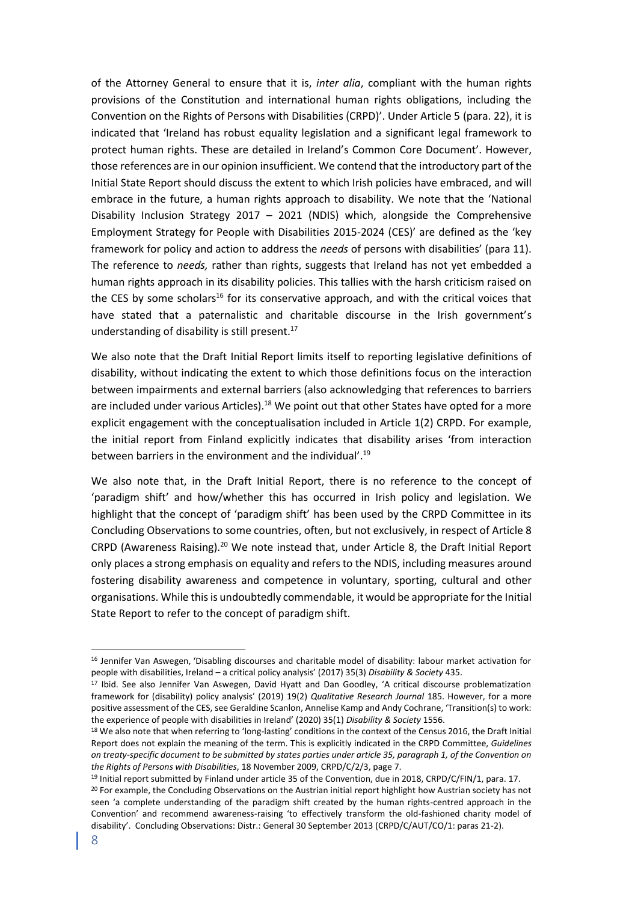of the Attorney General to ensure that it is, *inter alia*, compliant with the human rights provisions of the Constitution and international human rights obligations, including the Convention on the Rights of Persons with Disabilities (CRPD)'. Under Article 5 (para. 22), it is indicated that 'Ireland has robust equality legislation and a significant legal framework to protect human rights. These are detailed in Ireland's Common Core Document'. However, those references are in our opinion insufficient. We contend that the introductory part of the Initial State Report should discuss the extent to which Irish policies have embraced, and will embrace in the future, a human rights approach to disability. We note that the 'National Disability Inclusion Strategy 2017 – 2021 (NDIS) which, alongside the Comprehensive Employment Strategy for People with Disabilities 2015-2024 (CES)' are defined as the 'key framework for policy and action to address the *needs* of persons with disabilities' (para 11). The reference to *needs,* rather than rights, suggests that Ireland has not yet embedded a human rights approach in its disability policies. This tallies with the harsh criticism raised on the CES by some scholars[16] for its conservative approach, and with the critical voices that have stated that a paternalistic and charitable discourse in the Irish government's understanding of disability is still present.[17]

We also note that the Draft Initial Report limits itself to reporting legislative definitions of disability, without indicating the extent to which those definitions focus on the interaction between impairments and external barriers (also acknowledging that references to barriers are included under various Articles).[18] We point out that other States have opted for a more explicit engagement with the conceptualisation included in Article 1(2) CRPD. For example, the initial report from Finland explicitly indicates that disability arises 'from interaction between barriers in the environment and the individual'.[19]

We also note that, in the Draft Initial Report, there is no reference to the concept of 'paradigm shift' and how/whether this has occurred in Irish policy and legislation. We highlight that the concept of 'paradigm shift' has been used by the CRPD Committee in its Concluding Observations to some countries, often, but not exclusively, in respect of Article 8 CRPD (Awareness Raising).[20] We note instead that, under Article 8, the Draft Initial Report only places a strong emphasis on equality and refers to the NDIS, including measures around fostering disability awareness and competence in voluntary, sporting, cultural and other organisations. While this is undoubtedly commendable, it would be appropriate for the Initial State Report to refer to the concept of paradigm shift.

---

[16] Jennifer Van Aswegen, 'Disabling discourses and charitable model of disability: labour market activation for people with disabilities, Ireland – a critical policy analysis' (2017) 35(3) *Disability & Society* 435.

[17] Ibid. See also Jennifer Van Aswegen, David Hyatt and Dan Goodley, 'A critical discourse problematization framework for (disability) policy analysis' (2019) 19(2) *Qualitative Research Journal* 185. However, for a more positive assessment of the CES, see Geraldine Scanlon, Annelise Kamp and Andy Cochrane, 'Transition(s) to work: the experience of people with disabilities in Ireland' (2020) 35(1) *Disability & Society* 1556.

[18] We also note that when referring to 'long-lasting' conditions in the context of the Census 2016, the Draft Initial Report does not explain the meaning of the term. This is explicitly indicated in the CRPD Committee, *Guidelines on treaty-specific document to be submitted by states parties under article 35, paragraph 1, of the Convention on the Rights of Persons with Disabilities*, 18 November 2009, CRPD/C/2/3, page 7.

[19] Initial report submitted by Finland under article 35 of the Convention, due in 2018, CRPD/C/FIN/1, para. 17.

[20] For example, the Concluding Observations on the Austrian initial report highlight how Austrian society has not seen 'a complete understanding of the paradigm shift created by the human rights-centred approach in the Convention' and recommend awareness-raising 'to effectively transform the old-fashioned charity model of disability'. Concluding Observations: Distr.: General 30 September 2013 (CRPD/C/AUT/CO/1: paras 21-2).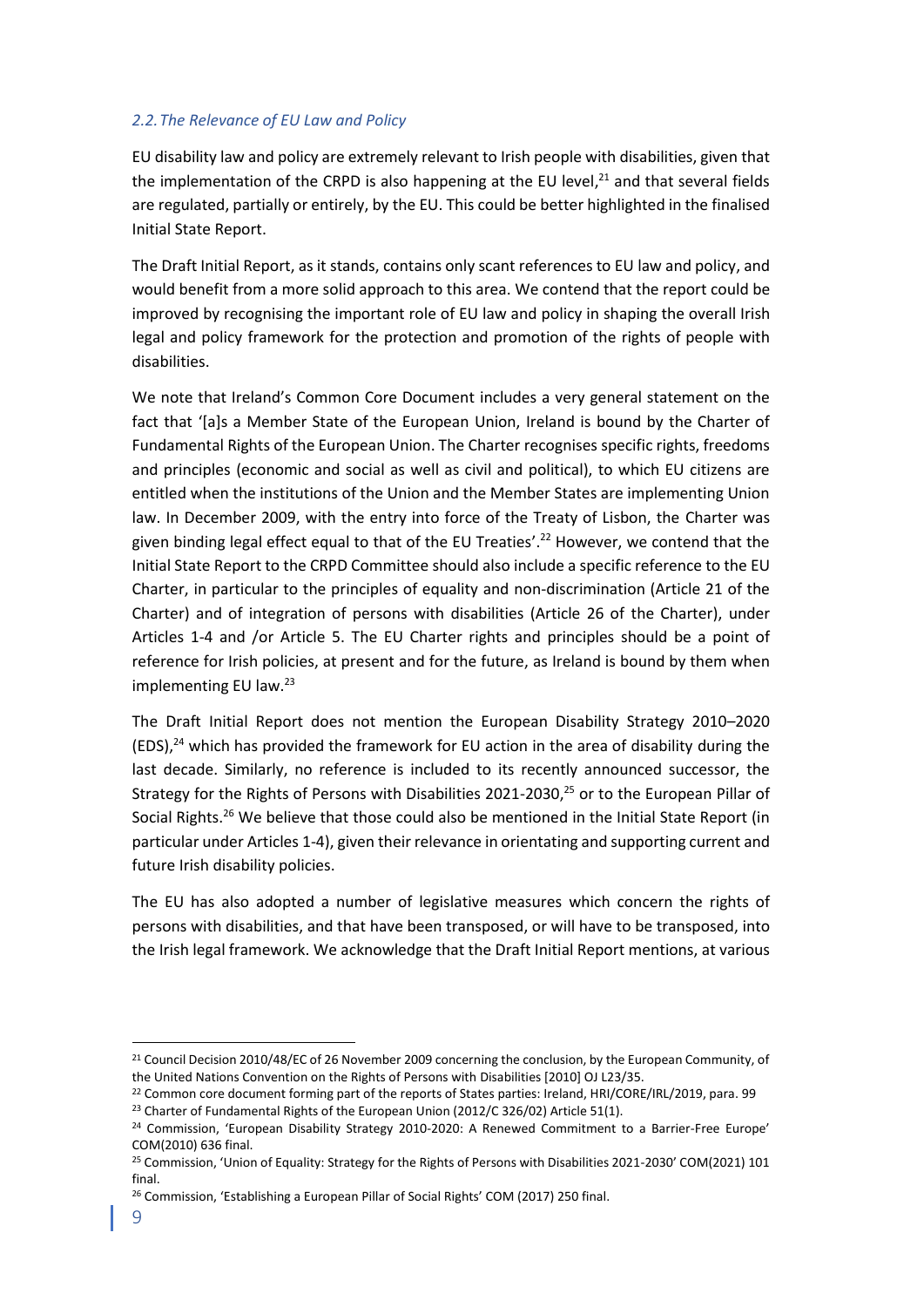### *2.2. The Relevance of EU Law and Policy*

EU disability law and policy are extremely relevant to Irish people with disabilities, given that the implementation of the CRPD is also happening at the EU level,[21] and that several fields are regulated, partially or entirely, by the EU. This could be better highlighted in the finalised Initial State Report.

The Draft Initial Report, as it stands, contains only scant references to EU law and policy, and would benefit from a more solid approach to this area. We contend that the report could be improved by recognising the important role of EU law and policy in shaping the overall Irish legal and policy framework for the protection and promotion of the rights of people with disabilities.

We note that Ireland's Common Core Document includes a very general statement on the fact that '[a]s a Member State of the European Union, Ireland is bound by the Charter of Fundamental Rights of the European Union. The Charter recognises specific rights, freedoms and principles (economic and social as well as civil and political), to which EU citizens are entitled when the institutions of the Union and the Member States are implementing Union law. In December 2009, with the entry into force of the Treaty of Lisbon, the Charter was given binding legal effect equal to that of the EU Treaties'.[22] However, we contend that the Initial State Report to the CRPD Committee should also include a specific reference to the EU Charter, in particular to the principles of equality and non-discrimination (Article 21 of the Charter) and of integration of persons with disabilities (Article 26 of the Charter), under Articles 1-4 and /or Article 5. The EU Charter rights and principles should be a point of reference for Irish policies, at present and for the future, as Ireland is bound by them when implementing EU law.[23]

The Draft Initial Report does not mention the European Disability Strategy 2010–2020 (EDS),[24] which has provided the framework for EU action in the area of disability during the last decade. Similarly, no reference is included to its recently announced successor, the Strategy for the Rights of Persons with Disabilities 2021-2030,[25] or to the European Pillar of Social Rights.[26] We believe that those could also be mentioned in the Initial State Report (in particular under Articles 1-4), given their relevance in orientating and supporting current and future Irish disability policies.

The EU has also adopted a number of legislative measures which concern the rights of persons with disabilities, and that have been transposed, or will have to be transposed, into the Irish legal framework. We acknowledge that the Draft Initial Report mentions, at various

---

[21] Council Decision 2010/48/EC of 26 November 2009 concerning the conclusion, by the European Community, of the United Nations Convention on the Rights of Persons with Disabilities [2010] OJ L23/35.

[22] Common core document forming part of the reports of States parties: Ireland, HRI/CORE/IRL/2019, para. 99

[23] Charter of Fundamental Rights of the European Union (2012/C 326/02) Article 51(1).

[24] Commission, 'European Disability Strategy 2010-2020: A Renewed Commitment to a Barrier-Free Europe' COM(2010) 636 final.

[25] Commission, 'Union of Equality: Strategy for the Rights of Persons with Disabilities 2021-2030' COM(2021) 101 final.

[26] Commission, 'Establishing a European Pillar of Social Rights' COM (2017) 250 final.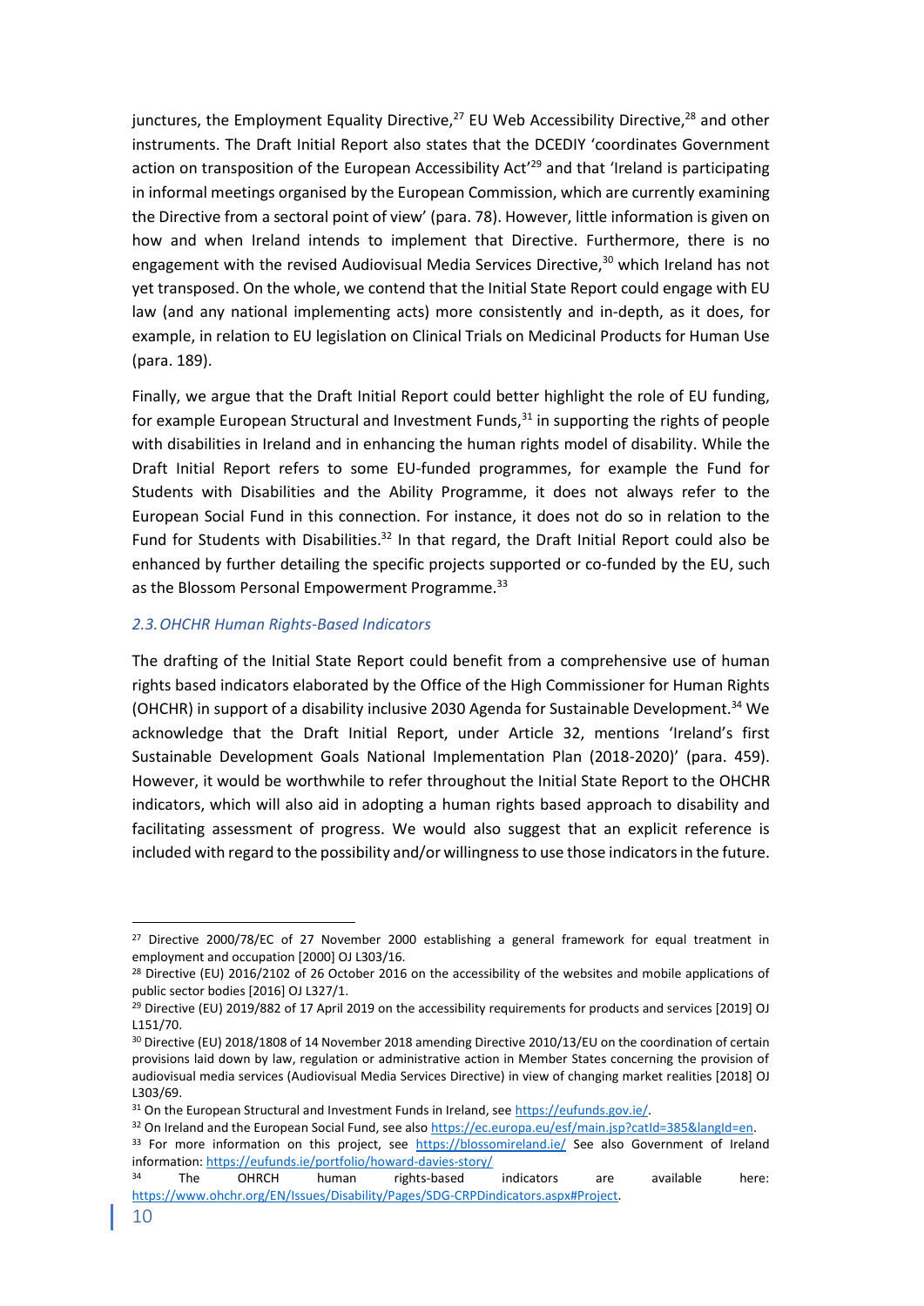junctures, the Employment Equality Directive,[27] EU Web Accessibility Directive,[28] and other instruments. The Draft Initial Report also states that the DCEDIY 'coordinates Government action on transposition of the European Accessibility Act'[29] and that 'Ireland is participating in informal meetings organised by the European Commission, which are currently examining the Directive from a sectoral point of view' (para. 78). However, little information is given on how and when Ireland intends to implement that Directive. Furthermore, there is no engagement with the revised Audiovisual Media Services Directive,[30] which Ireland has not yet transposed. On the whole, we contend that the Initial State Report could engage with EU law (and any national implementing acts) more consistently and in-depth, as it does, for example, in relation to EU legislation on Clinical Trials on Medicinal Products for Human Use (para. 189).

Finally, we argue that the Draft Initial Report could better highlight the role of EU funding, for example European Structural and Investment Funds,[31] in supporting the rights of people with disabilities in Ireland and in enhancing the human rights model of disability. While the Draft Initial Report refers to some EU-funded programmes, for example the Fund for Students with Disabilities and the Ability Programme, it does not always refer to the European Social Fund in this connection. For instance, it does not do so in relation to the Fund for Students with Disabilities.[32] In that regard, the Draft Initial Report could also be enhanced by further detailing the specific projects supported or co-funded by the EU, such as the Blossom Personal Empowerment Programme.[33]

### *2.3. OHCHR Human Rights-Based Indicators*

The drafting of the Initial State Report could benefit from a comprehensive use of human rights based indicators elaborated by the Office of the High Commissioner for Human Rights (OHCHR) in support of a disability inclusive 2030 Agenda for Sustainable Development.[34] We acknowledge that the Draft Initial Report, under Article 32, mentions 'Ireland's first Sustainable Development Goals National Implementation Plan (2018-2020)' (para. 459). However, it would be worthwhile to refer throughout the Initial State Report to the OHCHR indicators, which will also aid in adopting a human rights based approach to disability and facilitating assessment of progress. We would also suggest that an explicit reference is included with regard to the possibility and/or willingness to use those indicators in the future.

---

[27] Directive 2000/78/EC of 27 November 2000 establishing a general framework for equal treatment in employment and occupation [2000] OJ L303/16.

[28] Directive (EU) 2016/2102 of 26 October 2016 on the accessibility of the websites and mobile applications of public sector bodies [2016] OJ L327/1.

[29] Directive (EU) 2019/882 of 17 April 2019 on the accessibility requirements for products and services [2019] OJ L151/70.

[30] Directive (EU) 2018/1808 of 14 November 2018 amending Directive 2010/13/EU on the coordination of certain provisions laid down by law, regulation or administrative action in Member States concerning the provision of audiovisual media services (Audiovisual Media Services Directive) in view of changing market realities [2018] OJ L303/69.

[31] On the European Structural and Investment Funds in Ireland, see https://eufunds.gov.ie/.

[32] On Ireland and the European Social Fund, see also https://ec.europa.eu/esf/main.jsp?catId=385&langId=en.

[33] For more information on this project, see https://blossomireland.ie/ See also Government of Ireland information: https://eufunds.ie/portfolio/howard-davies-story/

[34] The OHRCH human rights-based indicators are available here: https://www.ohchr.org/EN/Issues/Disability/Pages/SDG-CRPDindicators.aspx#Project.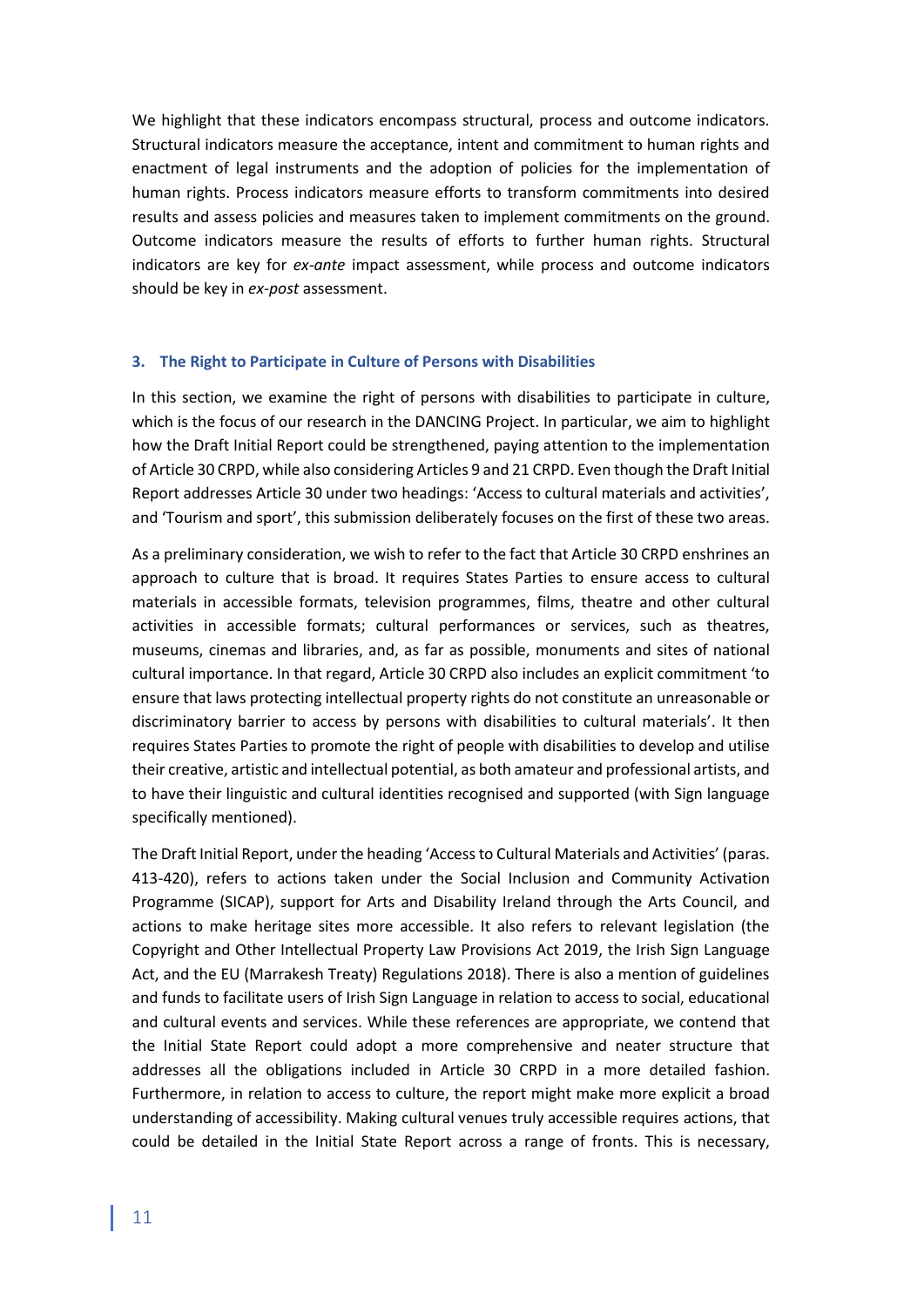We highlight that these indicators encompass structural, process and outcome indicators. Structural indicators measure the acceptance, intent and commitment to human rights and enactment of legal instruments and the adoption of policies for the implementation of human rights. Process indicators measure efforts to transform commitments into desired results and assess policies and measures taken to implement commitments on the ground. Outcome indicators measure the results of efforts to further human rights. Structural indicators are key for *ex-ante* impact assessment, while process and outcome indicators should be key in *ex-post* assessment.

### 3. The Right to Participate in Culture of Persons with Disabilities

In this section, we examine the right of persons with disabilities to participate in culture, which is the focus of our research in the DANCING Project. In particular, we aim to highlight how the Draft Initial Report could be strengthened, paying attention to the implementation of Article 30 CRPD, while also considering Articles 9 and 21 CRPD. Even though the Draft Initial Report addresses Article 30 under two headings: 'Access to cultural materials and activities', and 'Tourism and sport', this submission deliberately focuses on the first of these two areas.

As a preliminary consideration, we wish to refer to the fact that Article 30 CRPD enshrines an approach to culture that is broad. It requires States Parties to ensure access to cultural materials in accessible formats, television programmes, films, theatre and other cultural activities in accessible formats; cultural performances or services, such as theatres, museums, cinemas and libraries, and, as far as possible, monuments and sites of national cultural importance. In that regard, Article 30 CRPD also includes an explicit commitment 'to ensure that laws protecting intellectual property rights do not constitute an unreasonable or discriminatory barrier to access by persons with disabilities to cultural materials'. It then requires States Parties to promote the right of people with disabilities to develop and utilise their creative, artistic and intellectual potential, as both amateur and professional artists, and to have their linguistic and cultural identities recognised and supported (with Sign language specifically mentioned).

The Draft Initial Report, under the heading 'Access to Cultural Materials and Activities' (paras. 413-420), refers to actions taken under the Social Inclusion and Community Activation Programme (SICAP), support for Arts and Disability Ireland through the Arts Council, and actions to make heritage sites more accessible. It also refers to relevant legislation (the Copyright and Other Intellectual Property Law Provisions Act 2019, the Irish Sign Language Act, and the EU (Marrakesh Treaty) Regulations 2018). There is also a mention of guidelines and funds to facilitate users of Irish Sign Language in relation to access to social, educational and cultural events and services. While these references are appropriate, we contend that the Initial State Report could adopt a more comprehensive and neater structure that addresses all the obligations included in Article 30 CRPD in a more detailed fashion. Furthermore, in relation to access to culture, the report might make more explicit a broad understanding of accessibility. Making cultural venues truly accessible requires actions, that could be detailed in the Initial State Report across a range of fronts. This is necessary,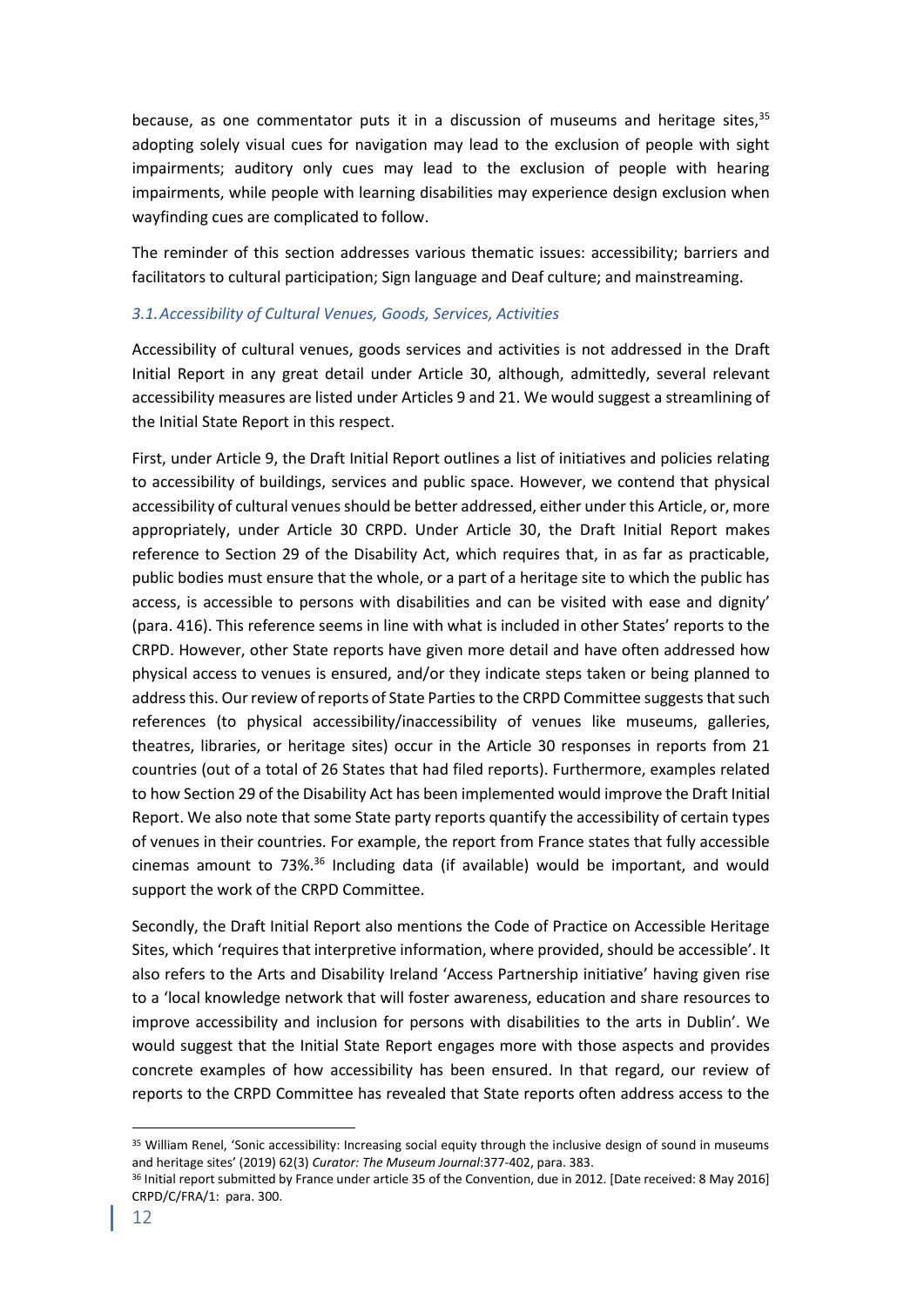because, as one commentator puts it in a discussion of museums and heritage sites,[35] adopting solely visual cues for navigation may lead to the exclusion of people with sight impairments; auditory only cues may lead to the exclusion of people with hearing impairments, while people with learning disabilities may experience design exclusion when wayfinding cues are complicated to follow.

The reminder of this section addresses various thematic issues: accessibility; barriers and facilitators to cultural participation; Sign language and Deaf culture; and mainstreaming.

### *3.1. Accessibility of Cultural Venues, Goods, Services, Activities*

Accessibility of cultural venues, goods services and activities is not addressed in the Draft Initial Report in any great detail under Article 30, although, admittedly, several relevant accessibility measures are listed under Articles 9 and 21. We would suggest a streamlining of the Initial State Report in this respect.

First, under Article 9, the Draft Initial Report outlines a list of initiatives and policies relating to accessibility of buildings, services and public space. However, we contend that physical accessibility of cultural venues should be better addressed, either under this Article, or, more appropriately, under Article 30 CRPD. Under Article 30, the Draft Initial Report makes reference to Section 29 of the Disability Act, which requires that, in as far as practicable, public bodies must ensure that the whole, or a part of a heritage site to which the public has access, is accessible to persons with disabilities and can be visited with ease and dignity' (para. 416). This reference seems in line with what is included in other States' reports to the CRPD. However, other State reports have given more detail and have often addressed how physical access to venues is ensured, and/or they indicate steps taken or being planned to address this. Our review of reports of State Parties to the CRPD Committee suggests that such references (to physical accessibility/inaccessibility of venues like museums, galleries, theatres, libraries, or heritage sites) occur in the Article 30 responses in reports from 21 countries (out of a total of 26 States that had filed reports). Furthermore, examples related to how Section 29 of the Disability Act has been implemented would improve the Draft Initial Report. We also note that some State party reports quantify the accessibility of certain types of venues in their countries. For example, the report from France states that fully accessible cinemas amount to 73%.[36] Including data (if available) would be important, and would support the work of the CRPD Committee.

Secondly, the Draft Initial Report also mentions the Code of Practice on Accessible Heritage Sites, which 'requires that interpretive information, where provided, should be accessible'. It also refers to the Arts and Disability Ireland 'Access Partnership initiative' having given rise to a 'local knowledge network that will foster awareness, education and share resources to improve accessibility and inclusion for persons with disabilities to the arts in Dublin'. We would suggest that the Initial State Report engages more with those aspects and provides concrete examples of how accessibility has been ensured. In that regard, our review of reports to the CRPD Committee has revealed that State reports often address access to the

---

[35] William Renel, 'Sonic accessibility: Increasing social equity through the inclusive design of sound in museums and heritage sites' (2019) 62(3) *Curator: The Museum Journal*:377-402, para. 383.

[36] Initial report submitted by France under article 35 of the Convention, due in 2012. [Date received: 8 May 2016] CRPD/C/FRA/1: para. 300.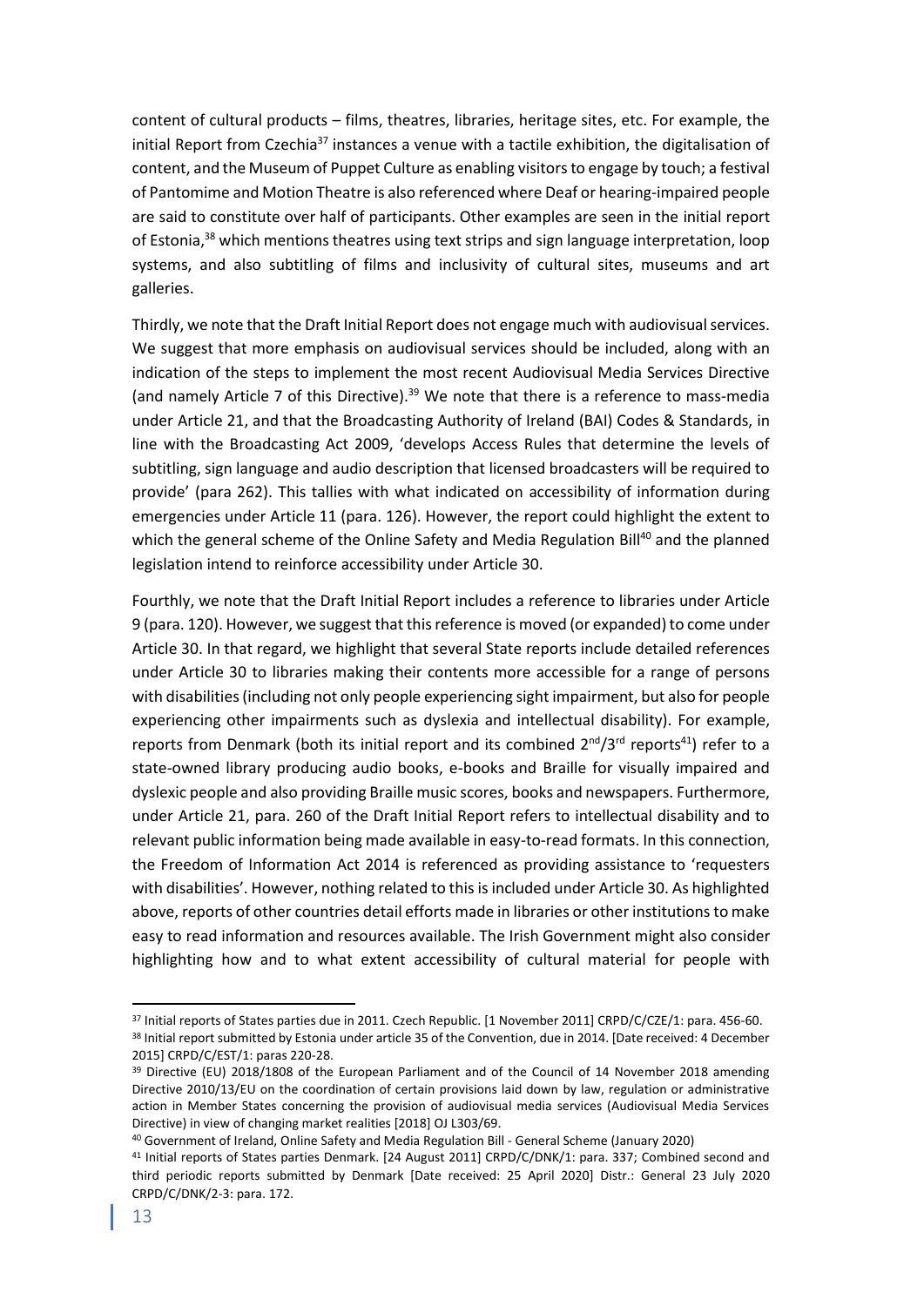content of cultural products – films, theatres, libraries, heritage sites, etc. For example, the initial Report from Czechia[37] instances a venue with a tactile exhibition, the digitalisation of content, and the Museum of Puppet Culture as enabling visitors to engage by touch; a festival of Pantomime and Motion Theatre is also referenced where Deaf or hearing-impaired people are said to constitute over half of participants. Other examples are seen in the initial report of Estonia,[38] which mentions theatres using text strips and sign language interpretation, loop systems, and also subtitling of films and inclusivity of cultural sites, museums and art galleries.

Thirdly, we note that the Draft Initial Report does not engage much with audiovisual services. We suggest that more emphasis on audiovisual services should be included, along with an indication of the steps to implement the most recent Audiovisual Media Services Directive (and namely Article 7 of this Directive).[39] We note that there is a reference to mass-media under Article 21, and that the Broadcasting Authority of Ireland (BAI) Codes & Standards, in line with the Broadcasting Act 2009, 'develops Access Rules that determine the levels of subtitling, sign language and audio description that licensed broadcasters will be required to provide' (para 262). This tallies with what indicated on accessibility of information during emergencies under Article 11 (para. 126). However, the report could highlight the extent to which the general scheme of the Online Safety and Media Regulation Bill[40] and the planned legislation intend to reinforce accessibility under Article 30.

Fourthly, we note that the Draft Initial Report includes a reference to libraries under Article 9 (para. 120). However, we suggest that this reference is moved (or expanded) to come under Article 30. In that regard, we highlight that several State reports include detailed references under Article 30 to libraries making their contents more accessible for a range of persons with disabilities (including not only people experiencing sight impairment, but also for people experiencing other impairments such as dyslexia and intellectual disability). For example, reports from Denmark (both its initial report and its combined 2nd/3rd reports[41]) refer to a state-owned library producing audio books, e-books and Braille for visually impaired and dyslexic people and also providing Braille music scores, books and newspapers. Furthermore, under Article 21, para. 260 of the Draft Initial Report refers to intellectual disability and to relevant public information being made available in easy-to-read formats. In this connection, the Freedom of Information Act 2014 is referenced as providing assistance to 'requesters with disabilities'. However, nothing related to this is included under Article 30. As highlighted above, reports of other countries detail efforts made in libraries or other institutions to make easy to read information and resources available. The Irish Government might also consider highlighting how and to what extent accessibility of cultural material for people with

---

[37] Initial reports of States parties due in 2011. Czech Republic. [1 November 2011] CRPD/C/CZE/1: para. 456-60.

[38] Initial report submitted by Estonia under article 35 of the Convention, due in 2014. [Date received: 4 December 2015] CRPD/C/EST/1: paras 220-28.

[39] Directive (EU) 2018/1808 of the European Parliament and of the Council of 14 November 2018 amending Directive 2010/13/EU on the coordination of certain provisions laid down by law, regulation or administrative action in Member States concerning the provision of audiovisual media services (Audiovisual Media Services Directive) in view of changing market realities [2018] OJ L303/69.

[40] Government of Ireland, Online Safety and Media Regulation Bill - General Scheme (January 2020)

[41] Initial reports of States parties Denmark. [24 August 2011] CRPD/C/DNK/1: para. 337; Combined second and third periodic reports submitted by Denmark [Date received: 25 April 2020] Distr.: General 23 July 2020 CRPD/C/DNK/2-3: para. 172.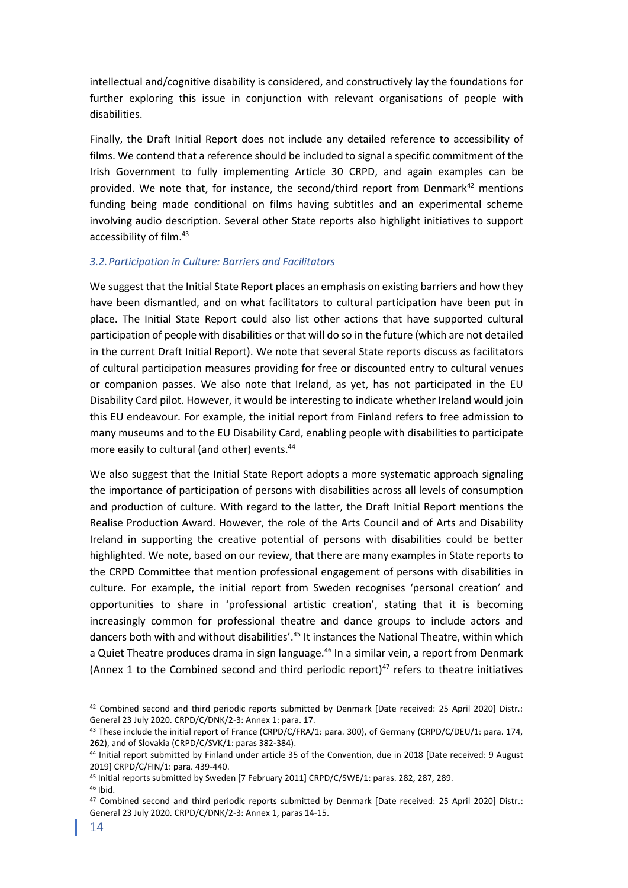intellectual and/cognitive disability is considered, and constructively lay the foundations for further exploring this issue in conjunction with relevant organisations of people with disabilities.

Finally, the Draft Initial Report does not include any detailed reference to accessibility of films. We contend that a reference should be included to signal a specific commitment of the Irish Government to fully implementing Article 30 CRPD, and again examples can be provided. We note that, for instance, the second/third report from Denmark[42] mentions funding being made conditional on films having subtitles and an experimental scheme involving audio description. Several other State reports also highlight initiatives to support accessibility of film.[43]

### *3.2. Participation in Culture: Barriers and Facilitators*

We suggest that the Initial State Report places an emphasis on existing barriers and how they have been dismantled, and on what facilitators to cultural participation have been put in place. The Initial State Report could also list other actions that have supported cultural participation of people with disabilities or that will do so in the future (which are not detailed in the current Draft Initial Report). We note that several State reports discuss as facilitators of cultural participation measures providing for free or discounted entry to cultural venues or companion passes. We also note that Ireland, as yet, has not participated in the EU Disability Card pilot. However, it would be interesting to indicate whether Ireland would join this EU endeavour. For example, the initial report from Finland refers to free admission to many museums and to the EU Disability Card, enabling people with disabilities to participate more easily to cultural (and other) events.[44]

We also suggest that the Initial State Report adopts a more systematic approach signaling the importance of participation of persons with disabilities across all levels of consumption and production of culture. With regard to the latter, the Draft Initial Report mentions the Realise Production Award. However, the role of the Arts Council and of Arts and Disability Ireland in supporting the creative potential of persons with disabilities could be better highlighted. We note, based on our review, that there are many examples in State reports to the CRPD Committee that mention professional engagement of persons with disabilities in culture. For example, the initial report from Sweden recognises 'personal creation' and opportunities to share in 'professional artistic creation', stating that it is becoming increasingly common for professional theatre and dance groups to include actors and dancers both with and without disabilities'.[45] It instances the National Theatre, within which a Quiet Theatre produces drama in sign language.[46] In a similar vein, a report from Denmark (Annex 1 to the Combined second and third periodic report)[47] refers to theatre initiatives

---

[42] Combined second and third periodic reports submitted by Denmark [Date received: 25 April 2020] Distr.: General 23 July 2020. CRPD/C/DNK/2-3: Annex 1: para. 17.

[43] These include the initial report of France (CRPD/C/FRA/1: para. 300), of Germany (CRPD/C/DEU/1: para. 174, 262), and of Slovakia (CRPD/C/SVK/1: paras 382-384).

[44] Initial report submitted by Finland under article 35 of the Convention, due in 2018 [Date received: 9 August 2019] CRPD/C/FIN/1: para. 439-440.

[45] Initial reports submitted by Sweden [7 February 2011] CRPD/C/SWE/1: paras. 282, 287, 289.

[46] Ibid.

[47] Combined second and third periodic reports submitted by Denmark [Date received: 25 April 2020] Distr.: General 23 July 2020. CRPD/C/DNK/2-3: Annex 1, paras 14-15.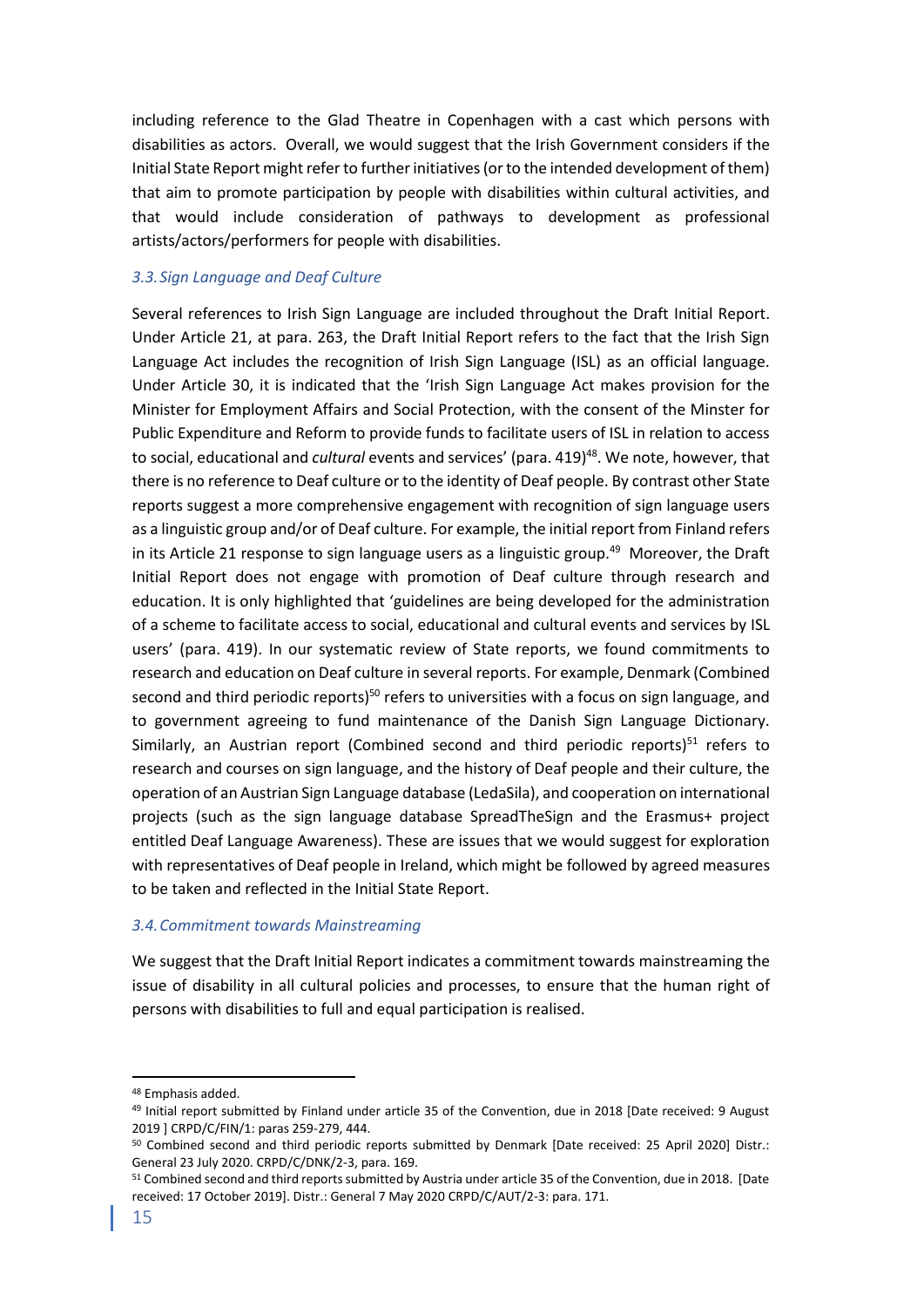including reference to the Glad Theatre in Copenhagen with a cast which persons with disabilities as actors. Overall, we would suggest that the Irish Government considers if the Initial State Report might refer to further initiatives (or to the intended development of them) that aim to promote participation by people with disabilities within cultural activities, and that would include consideration of pathways to development as professional artists/actors/performers for people with disabilities.

### *3.3. Sign Language and Deaf Culture*

Several references to Irish Sign Language are included throughout the Draft Initial Report. Under Article 21, at para. 263, the Draft Initial Report refers to the fact that the Irish Sign Language Act includes the recognition of Irish Sign Language (ISL) as an official language. Under Article 30, it is indicated that the 'Irish Sign Language Act makes provision for the Minister for Employment Affairs and Social Protection, with the consent of the Minster for Public Expenditure and Reform to provide funds to facilitate users of ISL in relation to access to social, educational and *cultural* events and services' (para. 419)[48]. We note, however, that there is no reference to Deaf culture or to the identity of Deaf people. By contrast other State reports suggest a more comprehensive engagement with recognition of sign language users as a linguistic group and/or of Deaf culture. For example, the initial report from Finland refers in its Article 21 response to sign language users as a linguistic group.[49] Moreover, the Draft Initial Report does not engage with promotion of Deaf culture through research and education. It is only highlighted that 'guidelines are being developed for the administration of a scheme to facilitate access to social, educational and cultural events and services by ISL users' (para. 419). In our systematic review of State reports, we found commitments to research and education on Deaf culture in several reports. For example, Denmark (Combined second and third periodic reports)[50] refers to universities with a focus on sign language, and to government agreeing to fund maintenance of the Danish Sign Language Dictionary. Similarly, an Austrian report (Combined second and third periodic reports)[51] refers to research and courses on sign language, and the history of Deaf people and their culture, the operation of an Austrian Sign Language database (LedaSila), and cooperation on international projects (such as the sign language database SpreadTheSign and the Erasmus+ project entitled Deaf Language Awareness). These are issues that we would suggest for exploration with representatives of Deaf people in Ireland, which might be followed by agreed measures to be taken and reflected in the Initial State Report.

### *3.4. Commitment towards Mainstreaming*

We suggest that the Draft Initial Report indicates a commitment towards mainstreaming the issue of disability in all cultural policies and processes, to ensure that the human right of persons with disabilities to full and equal participation is realised.

---

[48] Emphasis added.

[49] Initial report submitted by Finland under article 35 of the Convention, due in 2018 [Date received: 9 August 2019 ] CRPD/C/FIN/1: paras 259-279, 444.

[50] Combined second and third periodic reports submitted by Denmark [Date received: 25 April 2020] Distr.: General 23 July 2020. CRPD/C/DNK/2-3, para. 169.

[51] Combined second and third reports submitted by Austria under article 35 of the Convention, due in 2018. [Date received: 17 October 2019]. Distr.: General 7 May 2020 CRPD/C/AUT/2-3: para. 171.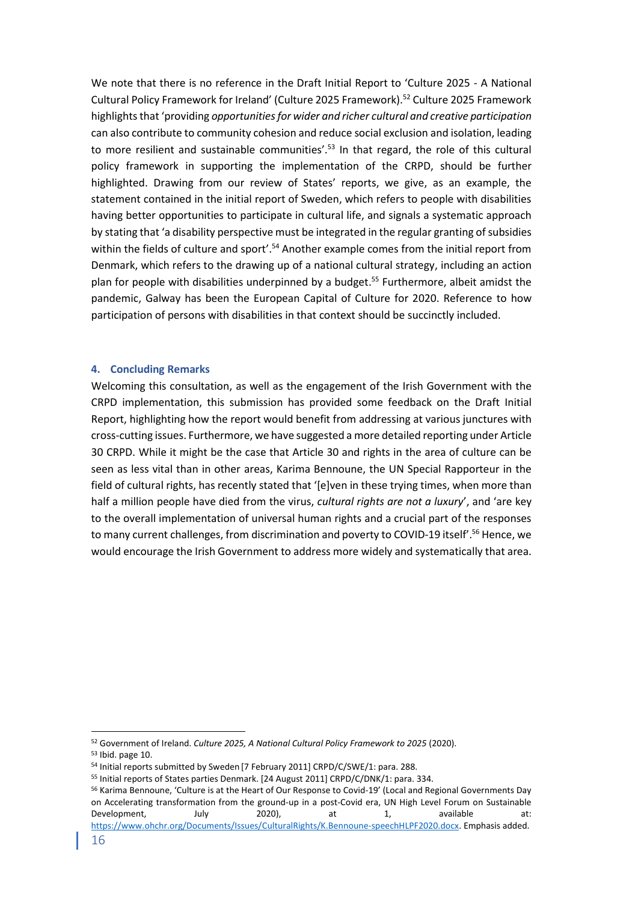We note that there is no reference in the Draft Initial Report to 'Culture 2025 - A National Cultural Policy Framework for Ireland' (Culture 2025 Framework).[52] Culture 2025 Framework highlights that 'providing *opportunities for wider and richer cultural and creative participation* can also contribute to community cohesion and reduce social exclusion and isolation, leading to more resilient and sustainable communities'.[53] In that regard, the role of this cultural policy framework in supporting the implementation of the CRPD, should be further highlighted. Drawing from our review of States' reports, we give, as an example, the statement contained in the initial report of Sweden, which refers to people with disabilities having better opportunities to participate in cultural life, and signals a systematic approach by stating that 'a disability perspective must be integrated in the regular granting of subsidies within the fields of culture and sport'.[54] Another example comes from the initial report from Denmark, which refers to the drawing up of a national cultural strategy, including an action plan for people with disabilities underpinned by a budget.[55] Furthermore, albeit amidst the pandemic, Galway has been the European Capital of Culture for 2020. Reference to how participation of persons with disabilities in that context should be succinctly included.

## 4. Concluding Remarks

Welcoming this consultation, as well as the engagement of the Irish Government with the CRPD implementation, this submission has provided some feedback on the Draft Initial Report, highlighting how the report would benefit from addressing at various junctures with cross-cutting issues. Furthermore, we have suggested a more detailed reporting under Article 30 CRPD. While it might be the case that Article 30 and rights in the area of culture can be seen as less vital than in other areas, Karima Bennoune, the UN Special Rapporteur in the field of cultural rights, has recently stated that '[e]ven in these trying times, when more than half a million people have died from the virus, *cultural rights are not a luxury*', and 'are key to the overall implementation of universal human rights and a crucial part of the responses to many current challenges, from discrimination and poverty to COVID-19 itself'.[56] Hence, we would encourage the Irish Government to address more widely and systematically that area.

---

[52] Government of Ireland. *Culture 2025, A National Cultural Policy Framework to 2025* (2020).

[53] Ibid. page 10.

[54] Initial reports submitted by Sweden [7 February 2011] CRPD/C/SWE/1: para. 288.

[55] Initial reports of States parties Denmark. [24 August 2011] CRPD/C/DNK/1: para. 334.

[56] Karima Bennoune, 'Culture is at the Heart of Our Response to Covid-19' (Local and Regional Governments Day on Accelerating transformation from the ground-up in a post-Covid era, UN High Level Forum on Sustainable Development, July 2020), at 1, available at: https://www.ohchr.org/Documents/Issues/CulturalRights/K.Bennoune-speechHLPF2020.docx. Emphasis added.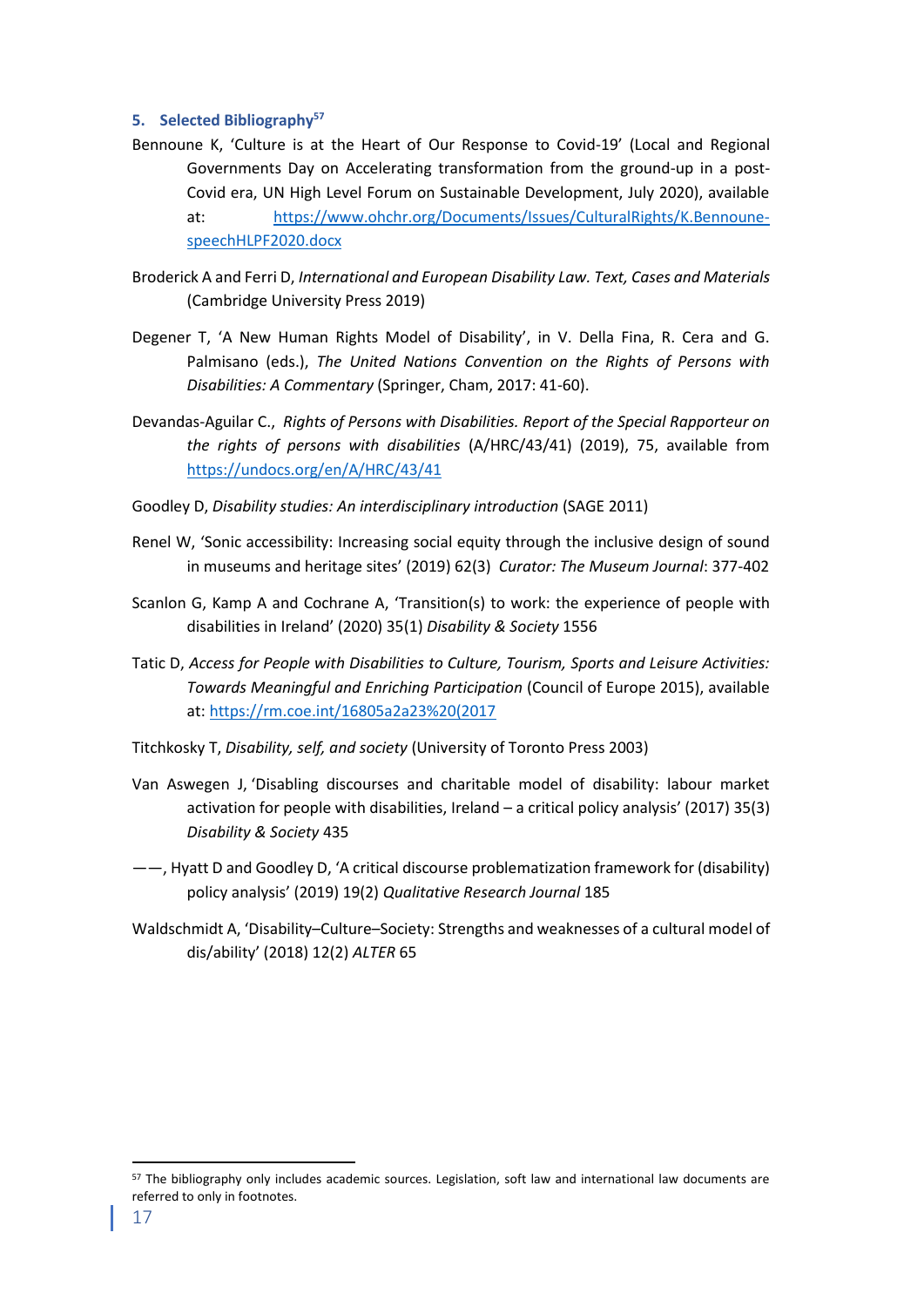## 5. Selected Bibliography[57]

Bennoune K, 'Culture is at the Heart of Our Response to Covid-19' (Local and Regional Governments Day on Accelerating transformation from the ground-up in a post-Covid era, UN High Level Forum on Sustainable Development, July 2020), available at: https://www.ohchr.org/Documents/Issues/CulturalRights/K.Bennoune-speechHLPF2020.docx

Broderick A and Ferri D, *International and European Disability Law. Text, Cases and Materials* (Cambridge University Press 2019)

Degener T, 'A New Human Rights Model of Disability', in V. Della Fina, R. Cera and G. Palmisano (eds.), *The United Nations Convention on the Rights of Persons with Disabilities: A Commentary* (Springer, Cham, 2017: 41-60).

Devandas-Aguilar C., *Rights of Persons with Disabilities. Report of the Special Rapporteur on the rights of persons with disabilities* (A/HRC/43/41) (2019), 75, available from https://undocs.org/en/A/HRC/43/41

Goodley D, *Disability studies: An interdisciplinary introduction* (SAGE 2011)

Renel W, 'Sonic accessibility: Increasing social equity through the inclusive design of sound in museums and heritage sites' (2019) 62(3) *Curator: The Museum Journal*: 377-402

Scanlon G, Kamp A and Cochrane A, 'Transition(s) to work: the experience of people with disabilities in Ireland' (2020) 35(1) *Disability & Society* 1556

Tatic D, *Access for People with Disabilities to Culture, Tourism, Sports and Leisure Activities: Towards Meaningful and Enriching Participation* (Council of Europe 2015), available at: https://rm.coe.int/16805a2a23%20(2017

Titchkosky T, *Disability, self, and society* (University of Toronto Press 2003)

Van Aswegen J, 'Disabling discourses and charitable model of disability: labour market activation for people with disabilities, Ireland – a critical policy analysis' (2017) 35(3) *Disability & Society* 435

——, Hyatt D and Goodley D, 'A critical discourse problematization framework for (disability) policy analysis' (2019) 19(2) *Qualitative Research Journal* 185

Waldschmidt A, 'Disability–Culture–Society: Strengths and weaknesses of a cultural model of dis/ability' (2018) 12(2) *ALTER* 65

---

[57] The bibliography only includes academic sources. Legislation, soft law and international law documents are referred to only in footnotes.